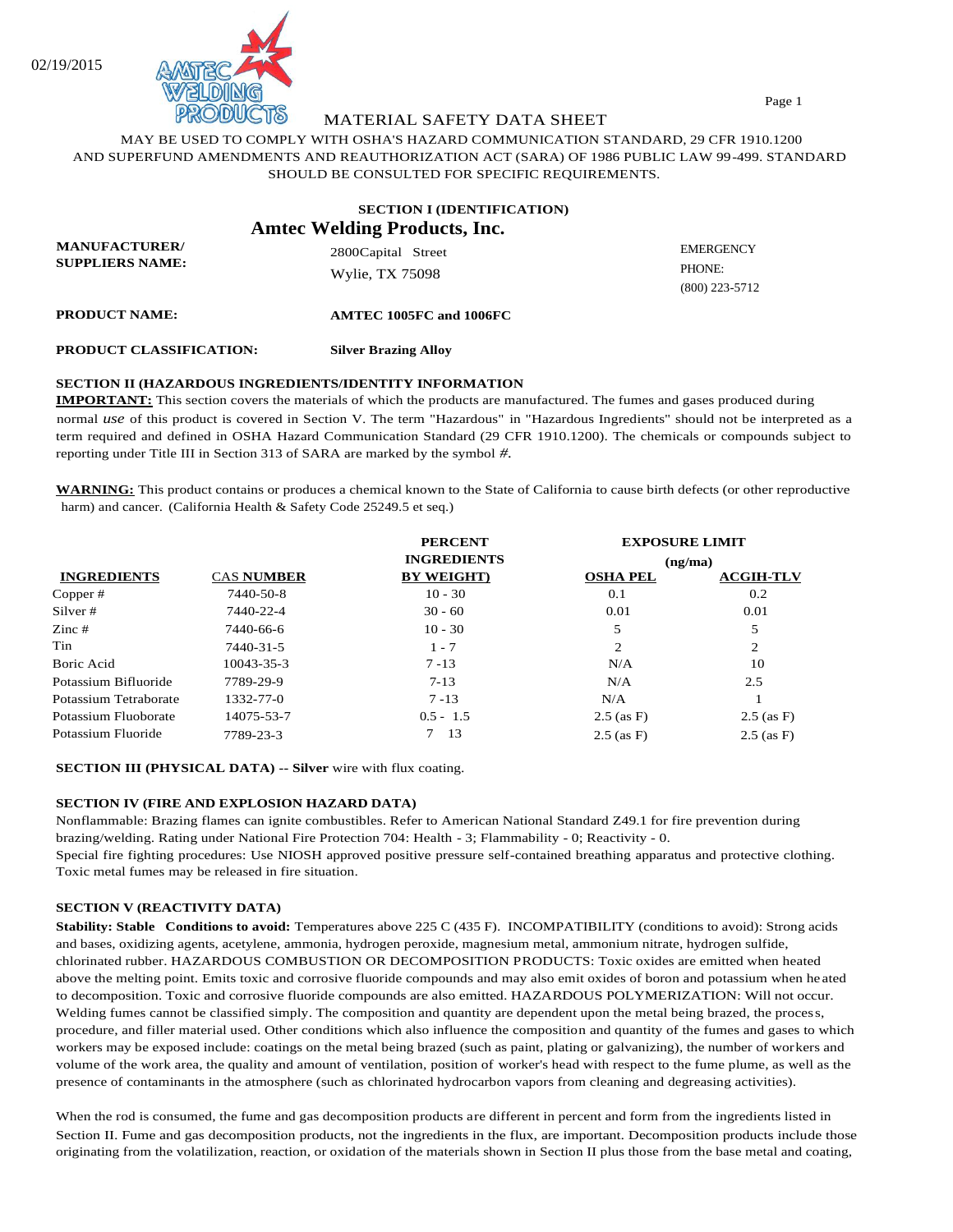02/19/2015

MATERIAL SAFETY DATA SHEET

MAY BE USED TO COMPLY WITH OSHA'S HAZARD COMMUNICATION STANDARD, 29 CFR 1910.1200 AND SUPERFUND AMENDMENTS AND REAUTHORIZATION ACT (SARA) OF 1986 PUBLIC LAW 99-499. STANDARD SHOULD BE CONSULTED FOR SPECIFIC REQUIREMENTS.

## SECTION I (IDENTIFICATION)

### Amtec Welding Products, Inc.

**MANUFACTURER/ SUPPLIERS NAME:** 2800Capital Street, Wylie, TX 75098

EMERGENCY PHONE: (800) 223-5712

**PRODUCT NAME:** **AMTEC 1005FC and 1006FC**

**PRODUCT CLASSIFICATION:** **Silver Brazing Alloy**

## SECTION II (HAZARDOUS INGREDIENTS/IDENTITY INFORMATION

**IMPORTANT:** This section covers the materials of which the products are manufactured. The fumes and gases produced during normal *use* of this product is covered in Section V. The term "Hazardous" in "Hazardous Ingredients" should not be interpreted as a term required and defined in OSHA Hazard Communication Standard (29 CFR 1910.1200). The chemicals or compounds subject to reporting under Title III in Section 313 of SARA are marked by the symbol *#*.

**WARNING:** This product contains or produces a chemical known to the State of California to cause birth defects (or other reproductive harm) and cancer. (California Health & Safety Code 25249.5 et seq.)

| INGREDIENTS | CAS NUMBER | PERCENT INGREDIENTS BY WEIGHT) | EXPOSURE LIMIT (ng/ma) OSHA PEL | ACGIH-TLV |
|---|---|---|---|---|
| Copper # | 7440-50-8 | 10 - 30 | 0.1 | 0.2 |
| Silver # | 7440-22-4 | 30 - 60 | 0.01 | 0.01 |
| Zinc # | 7440-66-6 | 10 - 30 | 5 | 5 |
| Tin | 7440-31-5 | 1 - 7 | 2 | 2 |
| Boric Acid | 10043-35-3 | 7 -13 | N/A | 10 |
| Potassium Bifluoride | 7789-29-9 | 7-13 | N/A | 2.5 |
| Potassium Tetraborate | 1332-77-0 | 7 -13 | N/A | 1 |
| Potassium Fluoborate | 14075-53-7 | 0.5 - 1.5 | 2.5 (as F) | 2.5 (as F) |
| Potassium Fluoride | 7789-23-3 | 7 13 | 2.5 (as F) | 2.5 (as F) |

**SECTION III (PHYSICAL DATA) -- Silver** wire with flux coating.

## SECTION IV (FIRE AND EXPLOSION HAZARD DATA)

Nonflammable: Brazing flames can ignite combustibles. Refer to American National Standard Z49.1 for fire prevention during brazing/welding. Rating under National Fire Protection 704: Health - 3; Flammability - 0; Reactivity - 0.
Special fire fighting procedures: Use NIOSH approved positive pressure self-contained breathing apparatus and protective clothing. Toxic metal fumes may be released in fire situation.

## SECTION V (REACTIVITY DATA)

**Stability: Stable Conditions to avoid:** Temperatures above 225 C (435 F). INCOMPATIBILITY (conditions to avoid): Strong acids and bases, oxidizing agents, acetylene, ammonia, hydrogen peroxide, magnesium metal, ammonium nitrate, hydrogen sulfide, chlorinated rubber. HAZARDOUS COMBUSTION OR DECOMPOSITION PRODUCTS: Toxic oxides are emitted when heated above the melting point. Emits toxic and corrosive fluoride compounds and may also emit oxides of boron and potassium when heated to decomposition. Toxic and corrosive fluoride compounds are also emitted. HAZARDOUS POLYMERIZATION: Will not occur. Welding fumes cannot be classified simply. The composition and quantity are dependent upon the metal being brazed, the process, procedure, and filler material used. Other conditions which also influence the composition and quantity of the fumes and gases to which workers may be exposed include: coatings on the metal being brazed (such as paint, plating or galvanizing), the number of workers and volume of the work area, the quality and amount of ventilation, position of worker's head with respect to the fume plume, as well as the presence of contaminants in the atmosphere (such as chlorinated hydrocarbon vapors from cleaning and degreasing activities).

When the rod is consumed, the fume and gas decomposition products are different in percent and form from the ingredients listed in Section II. Fume and gas decomposition products, not the ingredients in the flux, are important. Decomposition products include those originating from the volatilization, reaction, or oxidation of the materials shown in Section II plus those from the base metal and coating,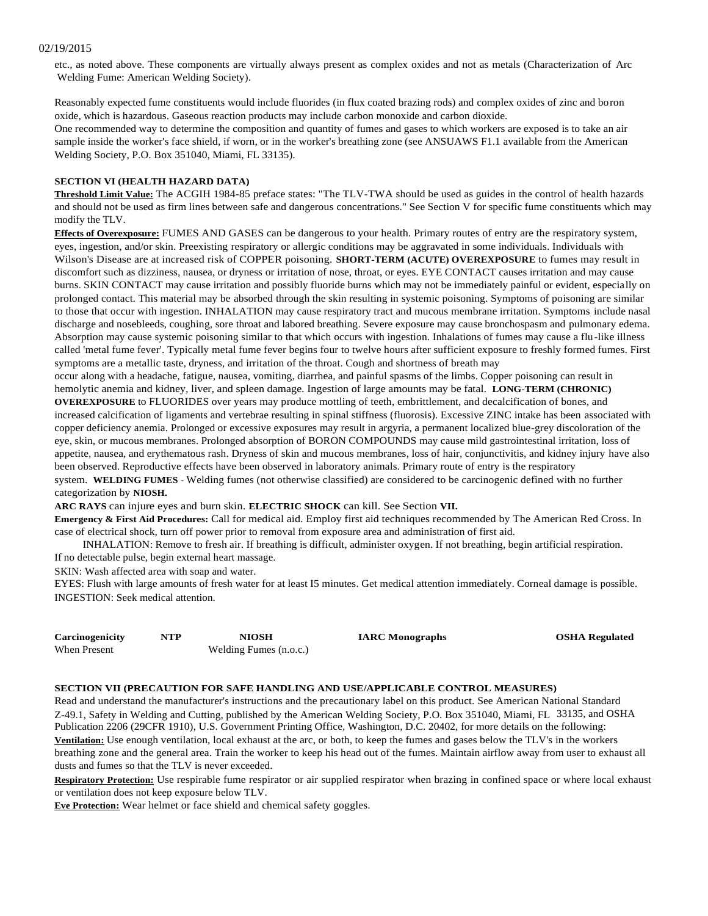etc., as noted above. These components are virtually always present as complex oxides and not as metals (Characterization of Arc Welding Fume: American Welding Society).

Reasonably expected fume constituents would include fluorides (in flux coated brazing rods) and complex oxides of zinc and boron oxide, which is hazardous. Gaseous reaction products may include carbon monoxide and carbon dioxide.
One recommended way to determine the composition and quantity of fumes and gases to which workers are exposed is to take an air sample inside the worker's face shield, if worn, or in the worker's breathing zone (see ANSUAWS F1.1 available from the American Welding Society, P.O. Box 351040, Miami, FL 33135).

**SECTION VI (HEALTH HAZARD DATA)**

**Threshold Limit Value:** The ACGIH 1984-85 preface states: "The TLV-TWA should be used as guides in the control of health hazards and should not be used as firm lines between safe and dangerous concentrations." See Section V for specific fume constituents which may modify the TLV.

**Effects of Overexposure:** FUMES AND GASES can be dangerous to your health. Primary routes of entry are the respiratory system, eyes, ingestion, and/or skin. Preexisting respiratory or allergic conditions may be aggravated in some individuals. Individuals with Wilson's Disease are at increased risk of COPPER poisoning. **SHORT-TERM (ACUTE) OVEREXPOSURE** to fumes may result in discomfort such as dizziness, nausea, or dryness or irritation of nose, throat, or eyes. EYE CONTACT causes irritation and may cause burns. SKIN CONTACT may cause irritation and possibly fluoride burns which may not be immediately painful or evident, especially on prolonged contact. This material may be absorbed through the skin resulting in systemic poisoning. Symptoms of poisoning are similar to those that occur with ingestion. INHALATION may cause respiratory tract and mucous membrane irritation. Symptoms include nasal discharge and nosebleeds, coughing, sore throat and labored breathing. Severe exposure may cause bronchospasm and pulmonary edema. Absorption may cause systemic poisoning similar to that which occurs with ingestion. Inhalations of fumes may cause a flu-like illness called 'metal fume fever'. Typically metal fume fever begins four to twelve hours after sufficient exposure to freshly formed fumes. First symptoms are a metallic taste, dryness, and irritation of the throat. Cough and shortness of breath may occur along with a headache, fatigue, nausea, vomiting, diarrhea, and painful spasms of the limbs. Copper poisoning can result in hemolytic anemia and kidney, liver, and spleen damage. Ingestion of large amounts may be fatal. **LONG-TERM (CHRONIC) OVEREXPOSURE** to FLUORIDES over years may produce mottling of teeth, embrittlement, and decalcification of bones, and increased calcification of ligaments and vertebrae resulting in spinal stiffness (fluorosis). Excessive ZINC intake has been associated with copper deficiency anemia. Prolonged or excessive exposures may result in argyria, a permanent localized blue-grey discoloration of the eye, skin, or mucous membranes. Prolonged absorption of BORON COMPOUNDS may cause mild gastrointestinal irritation, loss of appetite, nausea, and erythematous rash. Dryness of skin and mucous membranes, loss of hair, conjunctivitis, and kidney injury have also been observed. Reproductive effects have been observed in laboratory animals. Primary route of entry is the respiratory system. **WELDING FUMES** - Welding fumes (not otherwise classified) are considered to be carcinogenic defined with no further categorization by **NIOSH.**

**ARC RAYS** can injure eyes and burn skin. **ELECTRIC SHOCK** can kill. See Section **VII.**

**Emergency & First Aid Procedures:** Call for medical aid. Employ first aid techniques recommended by The American Red Cross. In case of electrical shock, turn off power prior to removal from exposure area and administration of first aid.

INHALATION: Remove to fresh air. If breathing is difficult, administer oxygen. If not breathing, begin artificial respiration. If no detectable pulse, begin external heart massage.

SKIN: Wash affected area with soap and water.

EYES: Flush with large amounts of fresh water for at least I5 minutes. Get medical attention immediately. Corneal damage is possible.

INGESTION: Seek medical attention.

| Carcinogenicity | NTP | NIOSH | IARC Monographs | OSHA Regulated |
|---|---|---|---|---|
| When Present | | Welding Fumes (n.o.c.) | | |

**SECTION VII (PRECAUTION FOR SAFE HANDLING AND USE/APPLICABLE CONTROL MEASURES)**

Read and understand the manufacturer's instructions and the precautionary label on this product. See American National Standard Z-49.1, Safety in Welding and Cutting, published by the American Welding Society, P.O. Box 351040, Miami, FL 33135, and OSHA Publication 2206 (29CFR 1910), U.S. Government Printing Office, Washington, D.C. 20402, for more details on the following:

**Ventilation:** Use enough ventilation, local exhaust at the arc, or both, to keep the fumes and gases below the TLV's in the workers breathing zone and the general area. Train the worker to keep his head out of the fumes. Maintain airflow away from user to exhaust all dusts and fumes so that the TLV is never exceeded.

**Respiratory Protection:** Use respirable fume respirator or air supplied respirator when brazing in confined space or where local exhaust or ventilation does not keep exposure below TLV.

**Eye Protection:** Wear helmet or face shield and chemical safety goggles.